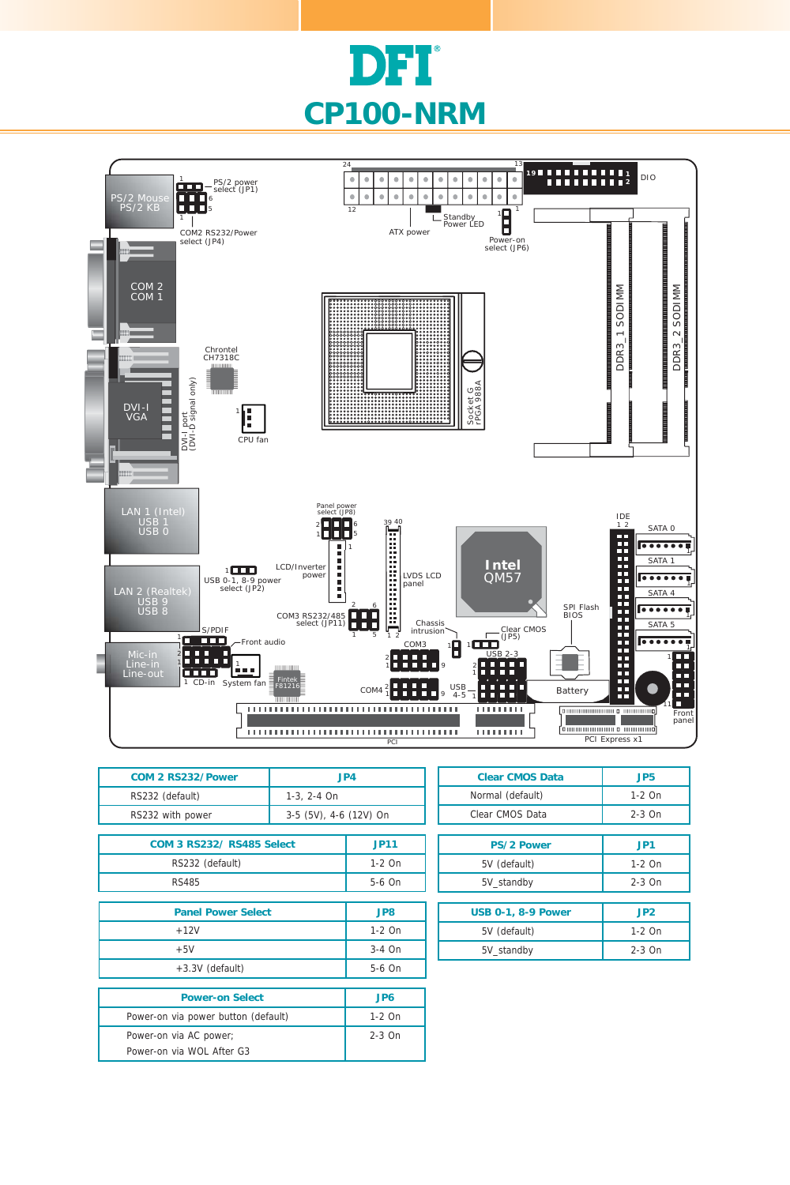# DFI

# CP100-NRM

PS/2 Mouse
PS/2 KB

PS/2 power select (JP1)

COM2 RS232/Power select (JP4)

COM 2
COM 1

Chrontel CH7318C

DVI-I
VGA

DVI-I port (DVI-D signal only)

CPU fan

ATX power

Standby Power LED

Power-on select (JP6)

DIO

Socket G rPGA 988A

DDR3_1 SODIMM

DDR3_2 SODIMM

LAN 1 (Intel)
USB 1
USB 0

LAN 2 (Realtek)
USB 9
USB 8

USB 0-1, 8-9 power select (JP2)

LCD/Inverter power

Panel power select (JP8)

LVDS LCD panel

Intel QM57

IDE

SATA 0

SATA 1

SATA 4

SATA 5

SPI Flash BIOS

COM3 RS232/485 select (JP11)

Chassis intrusion

Clear CMOS (JP5)

S/PDIF

Front audio

Mic-in
Line-in
Line-out

CD-in

System fan

Fintek F81216

COM3

COM4

USB 2-3

USB 4-5

Battery

Front panel

PCI

PCI Express x1

| COM 2 RS232/Power | JP4 |
|---|---|
| RS232 (default) | 1-3, 2-4 On |
| RS232 with power | 3-5 (5V), 4-6 (12V) On |

| COM 3 RS232/ RS485 Select | JP11 |
|---|---|
| RS232 (default) | 1-2 On |
| RS485 | 5-6 On |

| Panel Power Select | JP8 |
|---|---|
| +12V | 1-2 On |
| +5V | 3-4 On |
| +3.3V (default) | 5-6 On |

| Power-on Select | JP6 |
|---|---|
| Power-on via power button (default) | 1-2 On |
| Power-on via AC power; Power-on via WOL After G3 | 2-3 On |

| Clear CMOS Data | JP5 |
|---|---|
| Normal (default) | 1-2 On |
| Clear CMOS Data | 2-3 On |

| PS/2 Power | JP1 |
|---|---|
| 5V (default) | 1-2 On |
| 5V_standby | 2-3 On |

| USB 0-1, 8-9 Power | JP2 |
|---|---|
| 5V (default) | 1-2 On |
| 5V_standby | 2-3 On |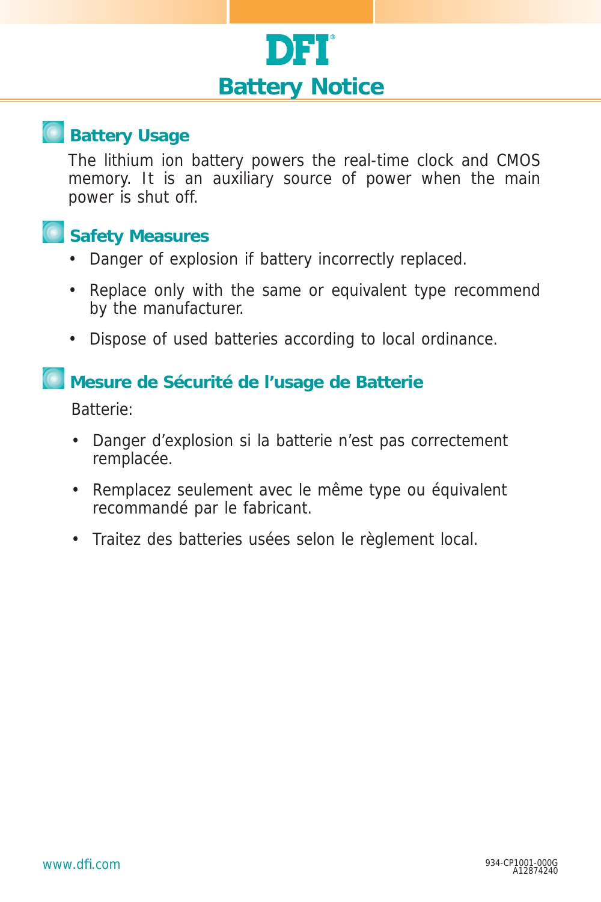# DFI

# Battery Notice

## Battery Usage

The lithium ion battery powers the real-time clock and CMOS memory. It is an auxiliary source of power when the main power is shut off.

## Safety Measures

- Danger of explosion if battery incorrectly replaced.
- Replace only with the same or equivalent type recommend by the manufacturer.
- Dispose of used batteries according to local ordinance.

## Mesure de Sécurité de l’usage de Batterie

Batterie:

- Danger d’explosion si la batterie n’est pas correctement remplacée.
- Remplacez seulement avec le même type ou équivalent recommandé par le fabricant.
- Traitez des batteries usées selon le règlement local.

www.dfi.com

934-CP1001-000G
A12874240